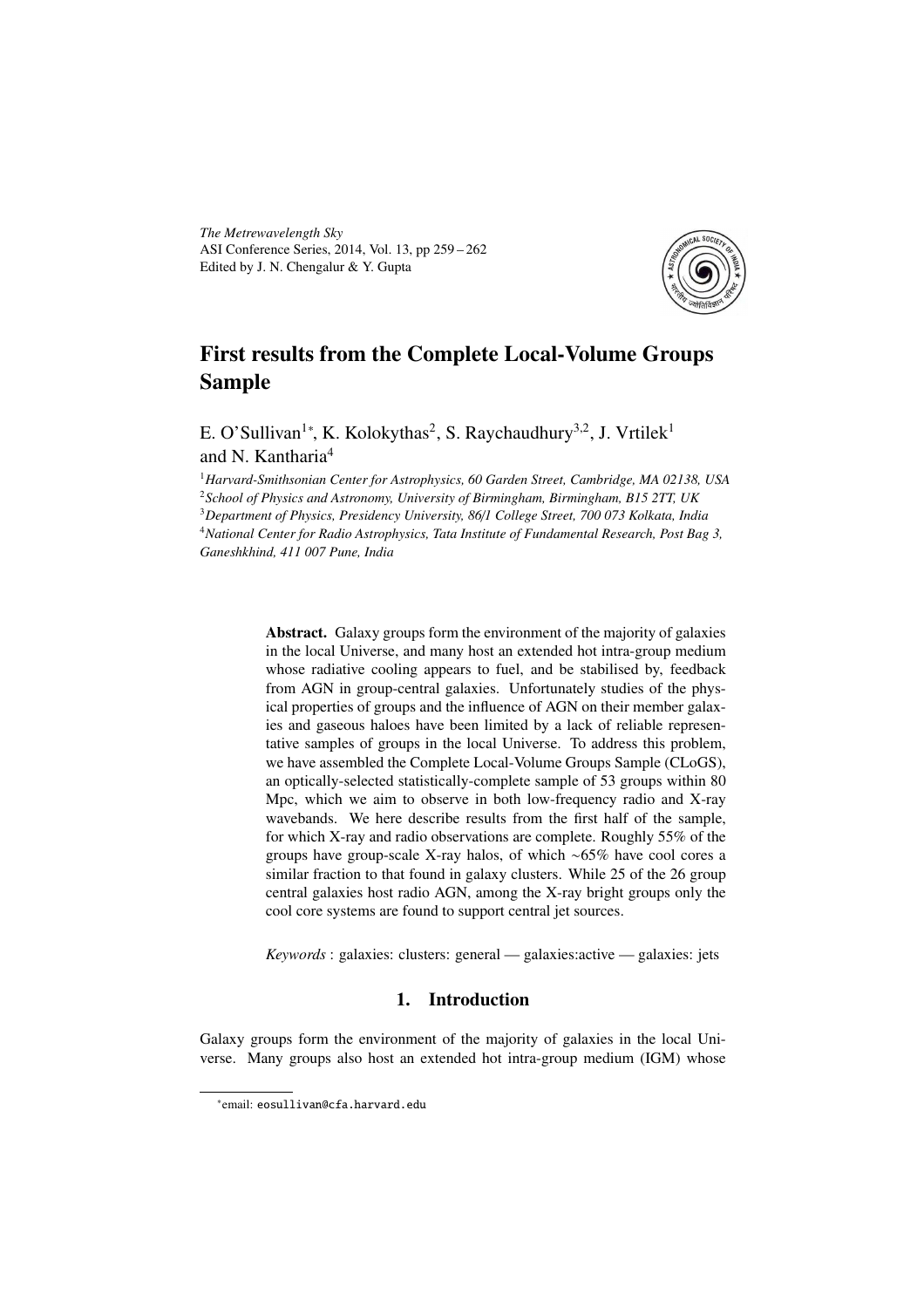# First results from the Complete Local-Volume Groups Sample

E. O'Sullivan[1*], K. Kolokythas[2], S. Raychaudhury[3,2], J. Vrtilek[1] and N. Kantharia[4]

[1]*Harvard-Smithsonian Center for Astrophysics, 60 Garden Street, Cambridge, MA 02138, USA*
[2]*School of Physics and Astronomy, University of Birmingham, Birmingham, B15 2TT, UK*
[3]*Department of Physics, Presidency University, 86/1 College Street, 700 073 Kolkata, India*
[4]*National Center for Radio Astrophysics, Tata Institute of Fundamental Research, Post Bag 3, Ganeshkhind, 411 007 Pune, India*

**Abstract.** Galaxy groups form the environment of the majority of galaxies in the local Universe, and many host an extended hot intra-group medium whose radiative cooling appears to fuel, and be stabilised by, feedback from AGN in group-central galaxies. Unfortunately studies of the physical properties of groups and the influence of AGN on their member galaxies and gaseous haloes have been limited by a lack of reliable representative samples of groups in the local Universe. To address this problem, we have assembled the Complete Local-Volume Groups Sample (CLoGS), an optically-selected statistically-complete sample of 53 groups within 80 Mpc, which we aim to observe in both low-frequency radio and X-ray wavebands. We here describe results from the first half of the sample, for which X-ray and radio observations are complete. Roughly 55% of the groups have group-scale X-ray halos, of which ~65% have cool cores a similar fraction to that found in galaxy clusters. While 25 of the 26 group central galaxies host radio AGN, among the X-ray bright groups only the cool core systems are found to support central jet sources.

*Keywords* : galaxies: clusters: general — galaxies:active — galaxies: jets

## 1. Introduction

Galaxy groups form the environment of the majority of galaxies in the local Universe. Many groups also host an extended hot intra-group medium (IGM) whose

*email: eosullivan@cfa.harvard.edu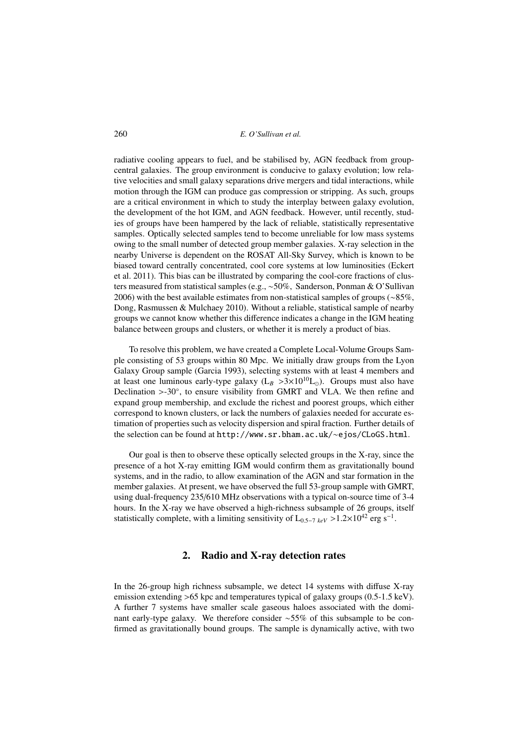radiative cooling appears to fuel, and be stabilised by, AGN feedback from group-central galaxies. The group environment is conducive to galaxy evolution; low relative velocities and small galaxy separations drive mergers and tidal interactions, while motion through the IGM can produce gas compression or stripping. As such, groups are a critical environment in which to study the interplay between galaxy evolution, the development of the hot IGM, and AGN feedback. However, until recently, studies of groups have been hampered by the lack of reliable, statistically representative samples. Optically selected samples tend to become unreliable for low mass systems owing to the small number of detected group member galaxies. X-ray selection in the nearby Universe is dependent on the ROSAT All-Sky Survey, which is known to be biased toward centrally concentrated, cool core systems at low luminosities (Eckert et al. 2011). This bias can be illustrated by comparing the cool-core fractions of clusters measured from statistical samples (e.g., ∼50%, Sanderson, Ponman & O'Sullivan 2006) with the best available estimates from non-statistical samples of groups (∼85%, Dong, Rasmussen & Mulchaey 2010). Without a reliable, statistical sample of nearby groups we cannot know whether this difference indicates a change in the IGM heating balance between groups and clusters, or whether it is merely a product of bias.

To resolve this problem, we have created a Complete Local-Volume Groups Sample consisting of 53 groups within 80 Mpc. We initially draw groups from the Lyon Galaxy Group sample (Garcia 1993), selecting systems with at least 4 members and at least one luminous early-type galaxy ($L_B > 3\times10^{10} L_\odot$). Groups must also have Declination >-30°, to ensure visibility from GMRT and VLA. We then refine and expand group membership, and exclude the richest and poorest groups, which either correspond to known clusters, or lack the numbers of galaxies needed for accurate estimation of properties such as velocity dispersion and spiral fraction. Further details of the selection can be found at `http://www.sr.bham.ac.uk/~ejos/CLoGS.html`.

Our goal is then to observe these optically selected groups in the X-ray, since the presence of a hot X-ray emitting IGM would confirm them as gravitationally bound systems, and in the radio, to allow examination of the AGN and star formation in the member galaxies. At present, we have observed the full 53-group sample with GMRT, using dual-frequency 235/610 MHz observations with a typical on-source time of 3-4 hours. In the X-ray we have observed a high-richness subsample of 26 groups, itself statistically complete, with a limiting sensitivity of $L_{0.5-7\ keV} > 1.2\times10^{42}$ erg s$^{-1}$.

## 2. Radio and X-ray detection rates

In the 26-group high richness subsample, we detect 14 systems with diffuse X-ray emission extending >65 kpc and temperatures typical of galaxy groups (0.5-1.5 keV). A further 7 systems have smaller scale gaseous haloes associated with the dominant early-type galaxy. We therefore consider ∼55% of this subsample to be confirmed as gravitationally bound groups. The sample is dynamically active, with two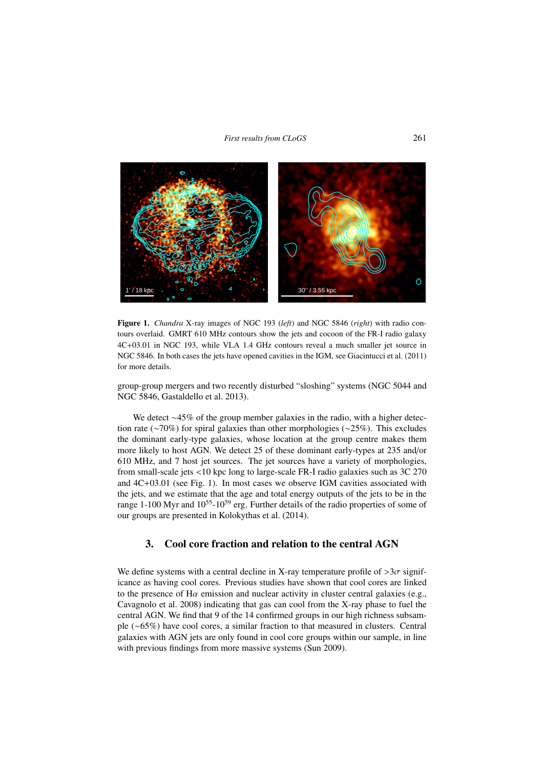**Figure 1.** *Chandra* X-ray images of NGC 193 (*left*) and NGC 5846 (*right*) with radio contours overlaid. GMRT 610 MHz contours show the jets and cocoon of the FR-I radio galaxy 4C+03.01 in NGC 193, while VLA 1.4 GHz contours reveal a much smaller jet source in NGC 5846. In both cases the jets have opened cavities in the IGM, see Giacintucci et al. (2011) for more details.

group-group mergers and two recently disturbed "sloshing" systems (NGC 5044 and NGC 5846, Gastaldello et al. 2013).

We detect ~45% of the group member galaxies in the radio, with a higher detection rate (~70%) for spiral galaxies than other morphologies (~25%). This excludes the dominant early-type galaxies, whose location at the group centre makes them more likely to host AGN. We detect 25 of these dominant early-types at 235 and/or 610 MHz, and 7 host jet sources. The jet sources have a variety of morphologies, from small-scale jets <10 kpc long to large-scale FR-I radio galaxies such as 3C 270 and 4C+03.01 (see Fig. 1). In most cases we observe IGM cavities associated with the jets, and we estimate that the age and total energy outputs of the jets to be in the range 1-100 Myr and $10^{55}$-$10^{59}$ erg. Further details of the radio properties of some of our groups are presented in Kolokythas et al. (2014).

## 3. Cool core fraction and relation to the central AGN

We define systems with a central decline in X-ray temperature profile of $>3\sigma$ significance as having cool cores. Previous studies have shown that cool cores are linked to the presence of H$\alpha$ emission and nuclear activity in cluster central galaxies (e.g., Cavagnolo et al. 2008) indicating that gas can cool from the X-ray phase to fuel the central AGN. We find that 9 of the 14 confirmed groups in our high richness subsample (~65%) have cool cores, a similar fraction to that measured in clusters. Central galaxies with AGN jets are only found in cool core groups within our sample, in line with previous findings from more massive systems (Sun 2009).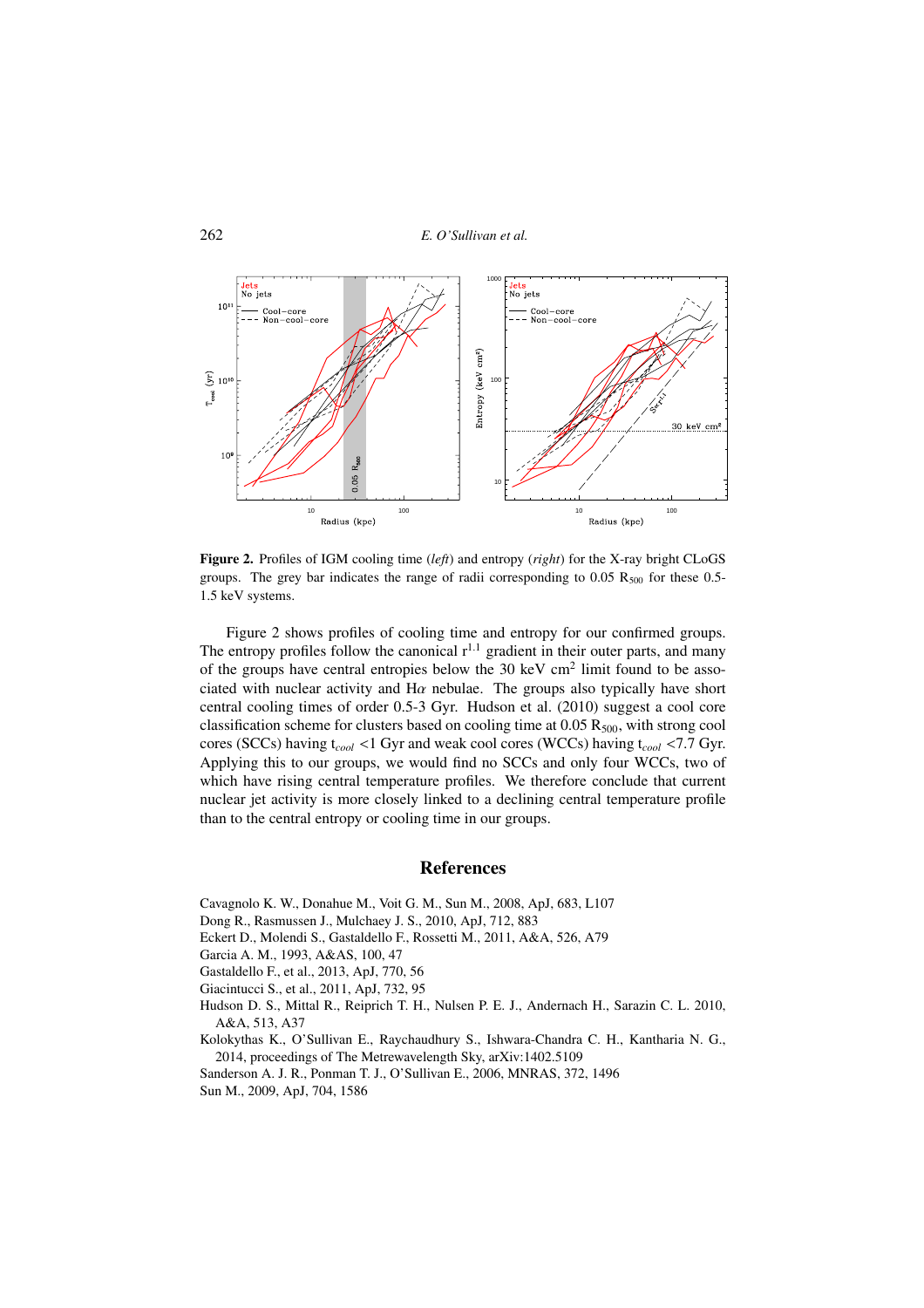Jets
No jets

Cool−core
Non−cool−core

$\tau_{cool}$ (yr)

$10^{11}$

$10^{10}$

$10^{9}$

0.05 $R_{500}$

Radius (kpc)

10

100

Jets
No jets

Cool−core
Non−cool−core

Entropy (keV cm$^2$)

1000

100

10

30 keV cm$^2$

$S \propto r^{1.1}$

Radius (kpc)

10

100

**Figure 2.** Profiles of IGM cooling time (*left*) and entropy (*right*) for the X-ray bright CLoGS groups. The grey bar indicates the range of radii corresponding to 0.05 $R_{500}$ for these 0.5-1.5 keV systems.

Figure 2 shows profiles of cooling time and entropy for our confirmed groups. The entropy profiles follow the canonical $r^{1.1}$ gradient in their outer parts, and many of the groups have central entropies below the 30 keV cm$^2$ limit found to be associated with nuclear activity and H$\alpha$ nebulae. The groups also typically have short central cooling times of order 0.5-3 Gyr. Hudson et al. (2010) suggest a cool core classification scheme for clusters based on cooling time at 0.05 $R_{500}$, with strong cool cores (SCCs) having $t_{cool}$ <1 Gyr and weak cool cores (WCCs) having $t_{cool}$ <7.7 Gyr. Applying this to our groups, we would find no SCCs and only four WCCs, two of which have rising central temperature profiles. We therefore conclude that current nuclear jet activity is more closely linked to a declining central temperature profile than to the central entropy or cooling time in our groups.

## References

Cavagnolo K. W., Donahue M., Voit G. M., Sun M., 2008, ApJ, 683, L107

Dong R., Rasmussen J., Mulchaey J. S., 2010, ApJ, 712, 883

Eckert D., Molendi S., Gastaldello F., Rossetti M., 2011, A&A, 526, A79

Garcia A. M., 1993, A&AS, 100, 47

Gastaldello F., et al., 2013, ApJ, 770, 56

Giacintucci S., et al., 2011, ApJ, 732, 95

Hudson D. S., Mittal R., Reiprich T. H., Nulsen P. E. J., Andernach H., Sarazin C. L. 2010, A&A, 513, A37

Kolokythas K., O'Sullivan E., Raychaudhury S., Ishwara-Chandra C. H., Kantharia N. G., 2014, proceedings of The Metrewavelength Sky, arXiv:1402.5109

Sanderson A. J. R., Ponman T. J., O'Sullivan E., 2006, MNRAS, 372, 1496

Sun M., 2009, ApJ, 704, 1586